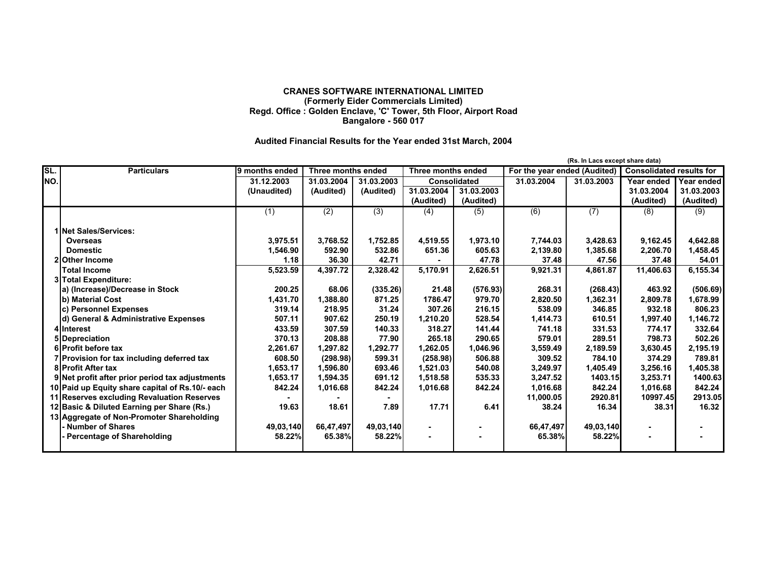**CRANES SOFTWARE INTERNATIONAL LIMITED**
**(Formerly Eider Commercials Limited)**
**Regd. Office : Golden Enclave, 'C' Tower, 5th Floor, Airport Road**
**Bangalore - 560 017**

**Audited Financial Results for the Year ended 31st March, 2004**

(Rs. In Lacs except share data)

| SL. NO. | Particulars | 9 months ended | Three months ended | | Three months ended | | For the year ended (Audited) | | Consolidated results for | |
|---|---|---|---|---|---|---|---|---|---|---|
| | | 31.12.2003 | 31.03.2004 | 31.03.2003 | Consolidated | | 31.03.2004 | 31.03.2003 | Year ended | Year ended |
| | | (Unaudited) | (Audited) | (Audited) | 31.03.2004 (Audited) | 31.03.2003 (Audited) | | | 31.03.2004 (Audited) | 31.03.2003 (Audited) |
| | | (1) | (2) | (3) | (4) | (5) | (6) | (7) | (8) | (9) |
| 1 | **Net Sales/Services:** | | | | | | | | | |
| | **Overseas** | 3,975.51 | 3,768.52 | 1,752.85 | 4,519.55 | 1,973.10 | 7,744.03 | 3,428.63 | 9,162.45 | 4,642.88 |
| | **Domestic** | 1,546.90 | 592.90 | 532.86 | 651.36 | 605.63 | 2,139.80 | 1,385.68 | 2,206.70 | 1,458.45 |
| 2 | **Other Income** | 1.18 | 36.30 | 42.71 | - | 47.78 | 37.48 | 47.56 | 37.48 | 54.01 |
| | **Total Income** | 5,523.59 | 4,397.72 | 2,328.42 | 5,170.91 | 2,626.51 | 9,921.31 | 4,861.87 | 11,406.63 | 6,155.34 |
| 3 | **Total Expenditure:** | | | | | | | | | |
| | **a) (Increase)/Decrease in Stock** | 200.25 | 68.06 | (335.26) | 21.48 | (576.93) | 268.31 | (268.43) | 463.92 | (506.69) |
| | **b) Material Cost** | 1,431.70 | 1,388.80 | 871.25 | 1786.47 | 979.70 | 2,820.50 | 1,362.31 | 2,809.78 | 1,678.99 |
| | **c) Personnel Expenses** | 319.14 | 218.95 | 31.24 | 307.26 | 216.15 | 538.09 | 346.85 | 932.18 | 806.23 |
| | **d) General & Administrative Expenses** | 507.11 | 907.62 | 250.19 | 1,210.20 | 528.54 | 1,414.73 | 610.51 | 1,997.40 | 1,146.72 |
| 4 | **Interest** | 433.59 | 307.59 | 140.33 | 318.27 | 141.44 | 741.18 | 331.53 | 774.17 | 332.64 |
| 5 | **Depreciation** | 370.13 | 208.88 | 77.90 | 265.18 | 290.65 | 579.01 | 289.51 | 798.73 | 502.26 |
| 6 | **Profit before tax** | 2,261.67 | 1,297.82 | 1,292.77 | 1,262.05 | 1,046.96 | 3,559.49 | 2,189.59 | 3,630.45 | 2,195.19 |
| 7 | **Provision for tax including deferred tax** | 608.50 | (298.98) | 599.31 | (258.98) | 506.88 | 309.52 | 784.10 | 374.29 | 789.81 |
| 8 | **Profit After tax** | 1,653.17 | 1,596.80 | 693.46 | 1,521.03 | 540.08 | 3,249.97 | 1,405.49 | 3,256.16 | 1,405.38 |
| 9 | **Net profit after prior period tax adjustments** | 1,653.17 | 1,594.35 | 691.12 | 1,518.58 | 535.33 | 3,247.52 | 1403.15 | 3,253.71 | 1400.63 |
| 10 | **Paid up Equity share capital of Rs.10/- each** | 842.24 | 1,016.68 | 842.24 | 1,016.68 | 842.24 | 1,016.68 | 842.24 | 1,016.68 | 842.24 |
| 11 | **Reserves excluding Revaluation Reserves** | - | - | - | | | 11,000.05 | 2920.81 | 10997.45 | 2913.05 |
| 12 | **Basic & Diluted Earning per Share (Rs.)** | 19.63 | 18.61 | 7.89 | 17.71 | 6.41 | 38.24 | 16.34 | 38.31 | 16.32 |
| 13 | **Aggregate of Non-Promoter Shareholding** | | | | | | | | | |
| | **- Number of Shares** | 49,03,140 | 66,47,497 | 49,03,140 | - | - | 66,47,497 | 49,03,140 | - | - |
| | **- Percentage of Shareholding** | 58.22% | 65.38% | 58.22% | - | - | 65.38% | 58.22% | - | - |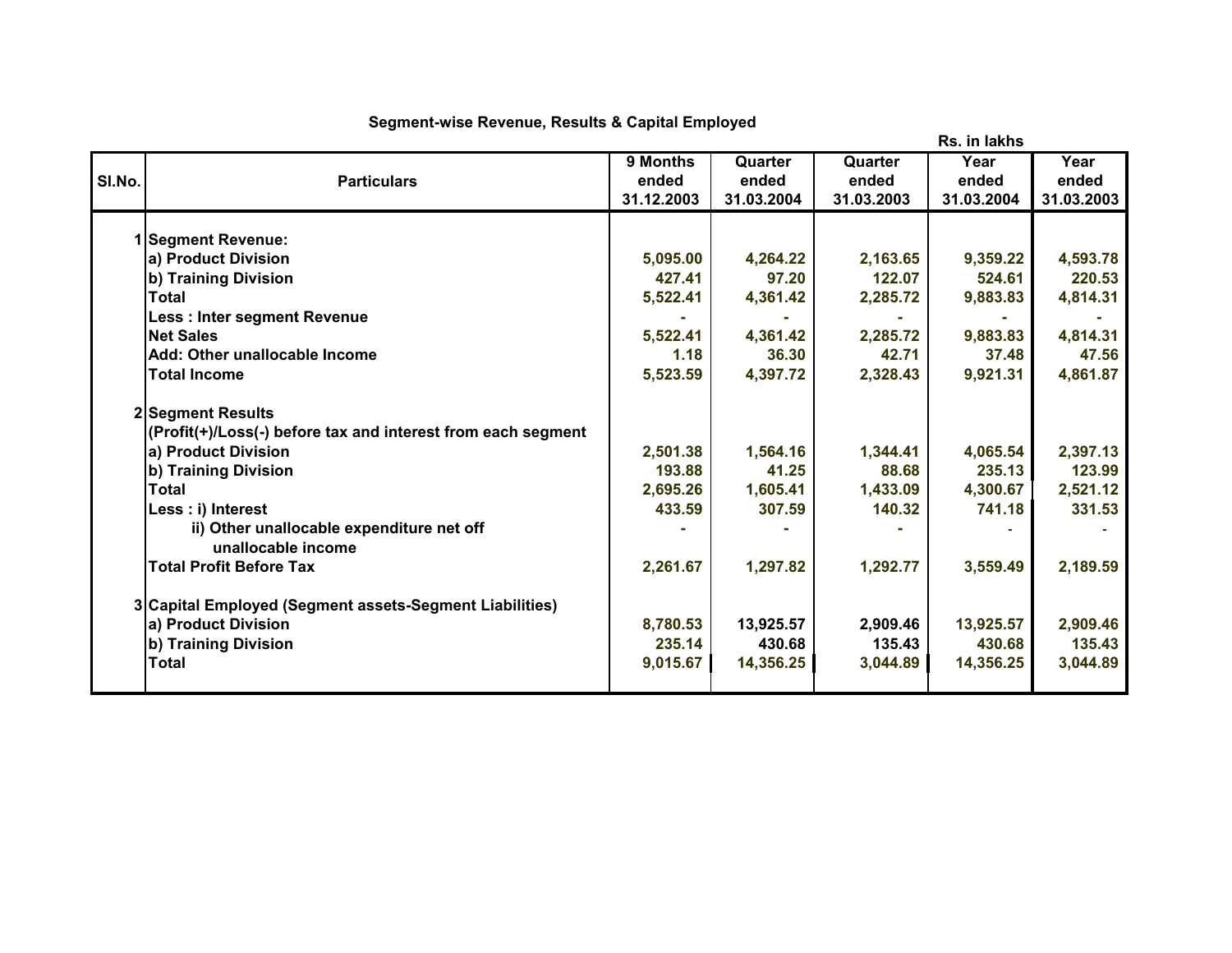## Segment-wise Revenue, Results & Capital Employed

Rs. in lakhs

| Sl.No. | Particulars | 9 Months ended 31.12.2003 | Quarter ended 31.03.2004 | Quarter ended 31.03.2003 | Year ended 31.03.2004 | Year ended 31.03.2003 |
|---|---|---|---|---|---|---|
| 1 | **Segment Revenue:** | | | | | |
| | a) Product Division | 5,095.00 | 4,264.22 | 2,163.65 | 9,359.22 | 4,593.78 |
| | b) Training Division | 427.41 | 97.20 | 122.07 | 524.61 | 220.53 |
| | Total | 5,522.41 | 4,361.42 | 2,285.72 | 9,883.83 | 4,814.31 |
| | Less : Inter segment Revenue | - | - | - | - | - |
| | Net Sales | 5,522.41 | 4,361.42 | 2,285.72 | 9,883.83 | 4,814.31 |
| | Add: Other unallocable Income | 1.18 | 36.30 | 42.71 | 37.48 | 47.56 |
| | Total Income | 5,523.59 | 4,397.72 | 2,328.43 | 9,921.31 | 4,861.87 |
| 2 | **Segment Results** | | | | | |
| | (Profit(+)/Loss(-) before tax and interest from each segment | | | | | |
| | a) Product Division | 2,501.38 | 1,564.16 | 1,344.41 | 4,065.54 | 2,397.13 |
| | b) Training Division | 193.88 | 41.25 | 88.68 | 235.13 | 123.99 |
| | Total | 2,695.26 | 1,605.41 | 1,433.09 | 4,300.67 | 2,521.12 |
| | Less : i) Interest | 433.59 | 307.59 | 140.32 | 741.18 | 331.53 |
| | ii) Other unallocable expenditure net off unallocable income | - | - | - | - | - |
| | Total Profit Before Tax | 2,261.67 | 1,297.82 | 1,292.77 | 3,559.49 | 2,189.59 |
| 3 | **Capital Employed (Segment assets-Segment Liabilities)** | | | | | |
| | a) Product Division | 8,780.53 | 13,925.57 | 2,909.46 | 13,925.57 | 2,909.46 |
| | b) Training Division | 235.14 | 430.68 | 135.43 | 430.68 | 135.43 |
| | Total | 9,015.67 | 14,356.25 | 3,044.89 | 14,356.25 | 3,044.89 |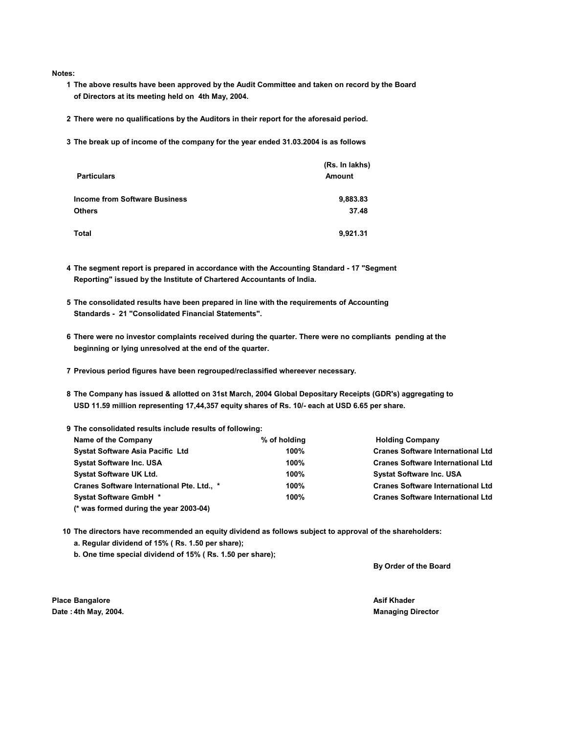**Notes:**

1. The above results have been approved by the Audit Committee and taken on record by the Board of Directors at its meeting held on 4th May, 2004.

2. There were no qualifications by the Auditors in their report for the aforesaid period.

3. The break up of income of the company for the year ended 31.03.2004 is as follows

| Particulars | (Rs. In lakhs) Amount |
|---|---|
| Income from Software Business | 9,883.83 |
| Others | 37.48 |
| Total | 9,921.31 |

4. The segment report is prepared in accordance with the Accounting Standard - 17 "Segment Reporting" issued by the Institute of Chartered Accountants of India.

5. The consolidated results have been prepared in line with the requirements of Accounting Standards - 21 "Consolidated Financial Statements".

6. There were no investor complaints received during the quarter. There were no compliants pending at the beginning or lying unresolved at the end of the quarter.

7. Previous period figures have been regrouped/reclassified whereever necessary.

8. The Company has issued & allotted on 31st March, 2004 Global Depositary Receipts (GDR's) aggregating to USD 11.59 million representing 17,44,357 equity shares of Rs. 10/- each at USD 6.65 per share.

9. The consolidated results include results of following:

| Name of the Company | % of holding | Holding Company |
|---|---|---|
| Systat Software Asia Pacific Ltd | 100% | Cranes Software International Ltd |
| Systat Software Inc. USA | 100% | Cranes Software International Ltd |
| Systat Software UK Ltd. | 100% | Systat Software Inc. USA |
| Cranes Software International Pte. Ltd., * | 100% | Cranes Software International Ltd |
| Systat Software GmbH * | 100% | Cranes Software International Ltd |

(* was formed during the year 2003-04)

10. The directors have recommended an equity dividend as follows subject to approval of the shareholders:
    a. Regular dividend of 15% ( Rs. 1.50 per share);
    b. One time special dividend of 15% ( Rs. 1.50 per share);

By Order of the Board

Place Bangalore
Date : 4th May, 2004.

Asif Khader
Managing Director